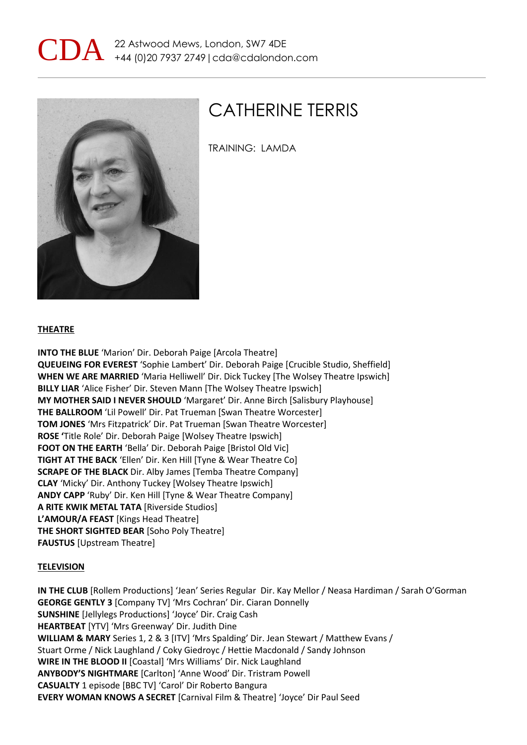CDA 22 Astwood Mews, London, SW7 4DE
+44 (0)20 7937 2749 | cda@cdalondon.com

# CATHERINE TERRIS

TRAINING: LAMDA

## THEATRE

**INTO THE BLUE** 'Marion' Dir. Deborah Paige [Arcola Theatre]
**QUEUEING FOR EVEREST** 'Sophie Lambert' Dir. Deborah Paige [Crucible Studio, Sheffield]
**WHEN WE ARE MARRIED** 'Maria Helliwell' Dir. Dick Tuckey [The Wolsey Theatre Ipswich]
**BILLY LIAR** 'Alice Fisher' Dir. Steven Mann [The Wolsey Theatre Ipswich]
**MY MOTHER SAID I NEVER SHOULD** 'Margaret' Dir. Anne Birch [Salisbury Playhouse]
**THE BALLROOM** 'Lil Powell' Dir. Pat Trueman [Swan Theatre Worcester]
**TOM JONES** 'Mrs Fitzpatrick' Dir. Pat Trueman [Swan Theatre Worcester]
**ROSE '**Title Role' Dir. Deborah Paige [Wolsey Theatre Ipswich]
**FOOT ON THE EARTH** 'Bella' Dir. Deborah Paige [Bristol Old Vic]
**TIGHT AT THE BACK** 'Ellen' Dir. Ken Hill [Tyne & Wear Theatre Co]
**SCRAPE OF THE BLACK** Dir. Alby James [Temba Theatre Company]
**CLAY** 'Micky' Dir. Anthony Tuckey [Wolsey Theatre Ipswich]
**ANDY CAPP** 'Ruby' Dir. Ken Hill [Tyne & Wear Theatre Company]
**A RITE KWIK METAL TATA** [Riverside Studios]
**L'AMOUR/A FEAST** [Kings Head Theatre]
**THE SHORT SIGHTED BEAR** [Soho Poly Theatre]
**FAUSTUS** [Upstream Theatre]

## TELEVISION

**IN THE CLUB** [Rollem Productions] 'Jean' Series Regular Dir. Kay Mellor / Neasa Hardiman / Sarah O'Gorman
**GEORGE GENTLY 3** [Company TV] 'Mrs Cochran' Dir. Ciaran Donnelly
**SUNSHINE** [Jellylegs Productions] 'Joyce' Dir. Craig Cash
**HEARTBEAT** [YTV] 'Mrs Greenway' Dir. Judith Dine
**WILLIAM & MARY** Series 1, 2 & 3 [ITV] 'Mrs Spalding' Dir. Jean Stewart / Matthew Evans / Stuart Orme / Nick Laughland / Coky Giedroyc / Hettie Macdonald / Sandy Johnson
**WIRE IN THE BLOOD II** [Coastal] 'Mrs Williams' Dir. Nick Laughland
**ANYBODY'S NIGHTMARE** [Carlton] 'Anne Wood' Dir. Tristram Powell
**CASUALTY** 1 episode [BBC TV] 'Carol' Dir Roberto Bangura
**EVERY WOMAN KNOWS A SECRET** [Carnival Film & Theatre] 'Joyce' Dir Paul Seed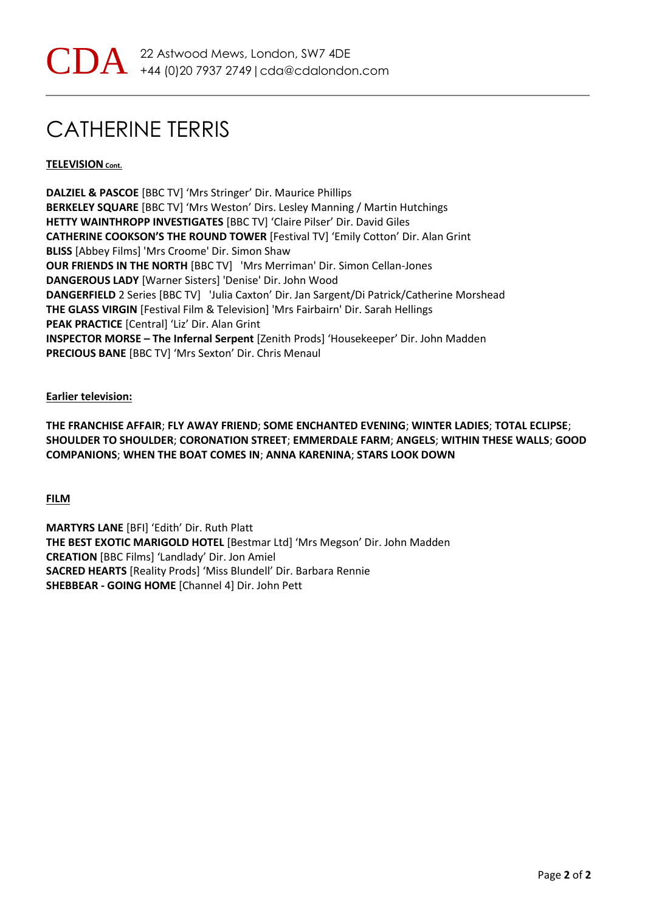# CATHERINE TERRIS

**TELEVISION Cont.**

**DALZIEL & PASCOE** [BBC TV] 'Mrs Stringer' Dir. Maurice Phillips
**BERKELEY SQUARE** [BBC TV] 'Mrs Weston' Dirs. Lesley Manning / Martin Hutchings
**HETTY WAINTHROPP INVESTIGATES** [BBC TV] 'Claire Pilser' Dir. David Giles
**CATHERINE COOKSON'S THE ROUND TOWER** [Festival TV] 'Emily Cotton' Dir. Alan Grint
**BLISS** [Abbey Films] 'Mrs Croome' Dir. Simon Shaw
**OUR FRIENDS IN THE NORTH** [BBC TV] 'Mrs Merriman' Dir. Simon Cellan-Jones
**DANGEROUS LADY** [Warner Sisters] 'Denise' Dir. John Wood
**DANGERFIELD** 2 Series [BBC TV] 'Julia Caxton' Dir. Jan Sargent/Di Patrick/Catherine Morshead
**THE GLASS VIRGIN** [Festival Film & Television] 'Mrs Fairbairn' Dir. Sarah Hellings
**PEAK PRACTICE** [Central] 'Liz' Dir. Alan Grint
**INSPECTOR MORSE – The Infernal Serpent** [Zenith Prods] 'Housekeeper' Dir. John Madden
**PRECIOUS BANE** [BBC TV] 'Mrs Sexton' Dir. Chris Menaul

**Earlier television:**

**THE FRANCHISE AFFAIR**; **FLY AWAY FRIEND**; **SOME ENCHANTED EVENING**; **WINTER LADIES**; **TOTAL ECLIPSE**; **SHOULDER TO SHOULDER**; **CORONATION STREET**; **EMMERDALE FARM**; **ANGELS**; **WITHIN THESE WALLS**; **GOOD COMPANIONS**; **WHEN THE BOAT COMES IN**; **ANNA KARENINA**; **STARS LOOK DOWN**

**FILM**

**MARTYRS LANE** [BFI] 'Edith' Dir. Ruth Platt
**THE BEST EXOTIC MARIGOLD HOTEL** [Bestmar Ltd] 'Mrs Megson' Dir. John Madden
**CREATION** [BBC Films] 'Landlady' Dir. Jon Amiel
**SACRED HEARTS** [Reality Prods] 'Miss Blundell' Dir. Barbara Rennie
**SHEBBEAR - GOING HOME** [Channel 4] Dir. John Pett